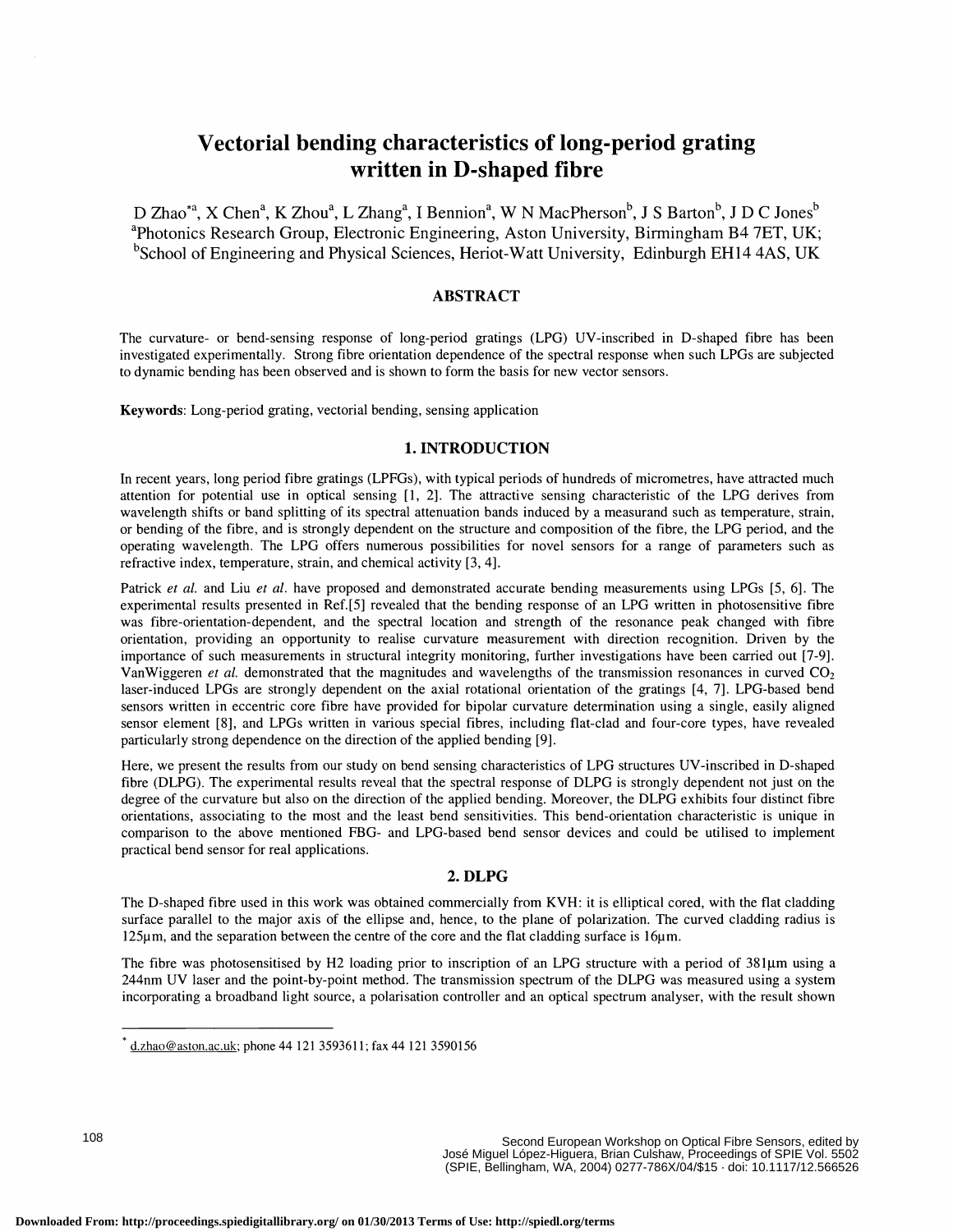# Vectorial bending characteristics of long-period grating written in D-shaped fibre

D Zhao*[a], X Chen[a], K Zhou[a], L Zhang[a], I Bennion[a], W N MacPherson[b], J S Barton[b], J D C Jones[b]

[a]Photonics Research Group, Electronic Engineering, Aston University, Birmingham B4 7ET, UK;
[b]School of Engineering and Physical Sciences, Heriot-Watt University, Edinburgh EH14 4AS, UK

## ABSTRACT

The curvature- or bend-sensing response of long-period gratings (LPG) UV-inscribed in D-shaped fibre has been investigated experimentally. Strong fibre orientation dependence of the spectral response when such LPGs are subjected to dynamic bending has been observed and is shown to form the basis for new vector sensors.

**Keywords**: Long-period grating, vectorial bending, sensing application

## 1. INTRODUCTION

In recent years, long period fibre gratings (LPFGs), with typical periods of hundreds of micrometres, have attracted much attention for potential use in optical sensing [1, 2]. The attractive sensing characteristic of the LPG derives from wavelength shifts or band splitting of its spectral attenuation bands induced by a measurand such as temperature, strain, or bending of the fibre, and is strongly dependent on the structure and composition of the fibre, the LPG period, and the operating wavelength. The LPG offers numerous possibilities for novel sensors for a range of parameters such as refractive index, temperature, strain, and chemical activity [3, 4].

Patrick *et al.* and Liu *et al.* have proposed and demonstrated accurate bending measurements using LPGs [5, 6]. The experimental results presented in Ref.[5] revealed that the bending response of an LPG written in photosensitive fibre was fibre-orientation-dependent, and the spectral location and strength of the resonance peak changed with fibre orientation, providing an opportunity to realise curvature measurement with direction recognition. Driven by the importance of such measurements in structural integrity monitoring, further investigations have been carried out [7-9]. VanWiggeren *et al.* demonstrated that the magnitudes and wavelengths of the transmission resonances in curved $CO_2$ laser-induced LPGs are strongly dependent on the axial rotational orientation of the gratings [4, 7]. LPG-based bend sensors written in eccentric core fibre have provided for bipolar curvature determination using a single, easily aligned sensor element [8], and LPGs written in various special fibres, including flat-clad and four-core types, have revealed particularly strong dependence on the direction of the applied bending [9].

Here, we present the results from our study on bend sensing characteristics of LPG structures UV-inscribed in D-shaped fibre (DLPG). The experimental results reveal that the spectral response of DLPG is strongly dependent not just on the degree of the curvature but also on the direction of the applied bending. Moreover, the DLPG exhibits four distinct fibre orientations, associating to the most and the least bend sensitivities. This bend-orientation characteristic is unique in comparison to the above mentioned FBG- and LPG-based bend sensor devices and could be utilised to implement practical bend sensor for real applications.

## 2. DLPG

The D-shaped fibre used in this work was obtained commercially from KVH: it is elliptical cored, with the flat cladding surface parallel to the major axis of the ellipse and, hence, to the plane of polarization. The curved cladding radius is 125μm, and the separation between the centre of the core and the flat cladding surface is 16μm.

The fibre was photosensitised by H2 loading prior to inscription of an LPG structure with a period of 381μm using a 244nm UV laser and the point-by-point method. The transmission spectrum of the DLPG was measured using a system incorporating a broadband light source, a polarisation controller and an optical spectrum analyser, with the result shown

* d.zhao@aston.ac.uk; phone 44 121 3593611; fax 44 121 3590156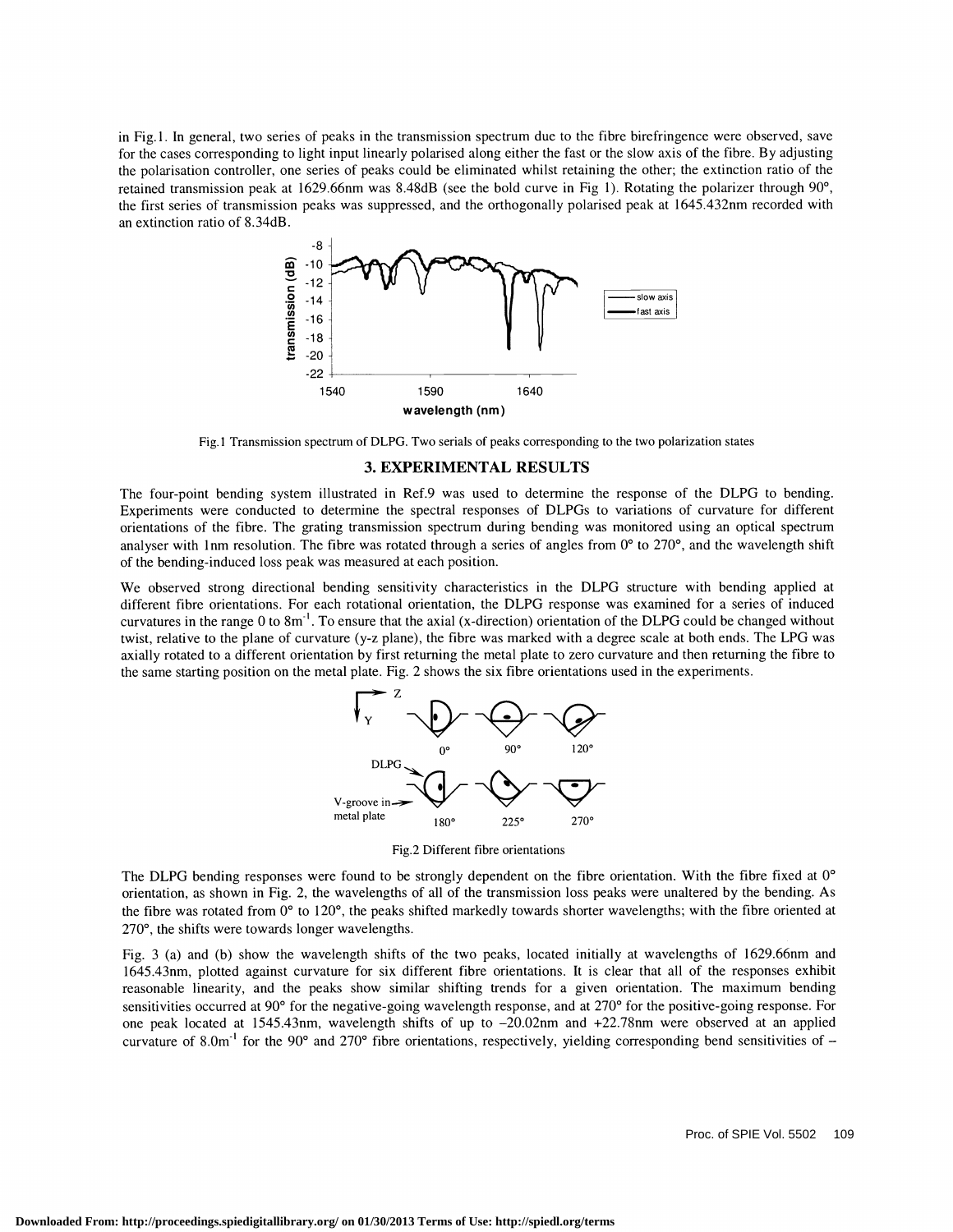in Fig.1. In general, two series of peaks in the transmission spectrum due to the fibre birefringence were observed, save for the cases corresponding to light input linearly polarised along either the fast or the slow axis of the fibre. By adjusting the polarisation controller, one series of peaks could be eliminated whilst retaining the other; the extinction ratio of the retained transmission peak at 1629.66nm was 8.48dB (see the bold curve in Fig 1). Rotating the polarizer through 90°, the first series of transmission peaks was suppressed, and the orthogonally polarised peak at 1645.432nm recorded with an extinction ratio of 8.34dB.

Fig.1 Transmission spectrum of DLPG. Two serials of peaks corresponding to the two polarization states

## 3. EXPERIMENTAL RESULTS

The four-point bending system illustrated in Ref.9 was used to determine the response of the DLPG to bending. Experiments were conducted to determine the spectral responses of DLPGs to variations of curvature for different orientations of the fibre. The grating transmission spectrum during bending was monitored using an optical spectrum analyser with 1nm resolution. The fibre was rotated through a series of angles from 0° to 270°, and the wavelength shift of the bending-induced loss peak was measured at each position.

We observed strong directional bending sensitivity characteristics in the DLPG structure with bending applied at different fibre orientations. For each rotational orientation, the DLPG response was examined for a series of induced curvatures in the range 0 to $8\text{m}^{-1}$. To ensure that the axial (x-direction) orientation of the DLPG could be changed without twist, relative to the plane of curvature (y-z plane), the fibre was marked with a degree scale at both ends. The LPG was axially rotated to a different orientation by first returning the metal plate to zero curvature and then returning the fibre to the same starting position on the metal plate. Fig. 2 shows the six fibre orientations used in the experiments.

Fig.2 Different fibre orientations

The DLPG bending responses were found to be strongly dependent on the fibre orientation. With the fibre fixed at 0° orientation, as shown in Fig. 2, the wavelengths of all of the transmission loss peaks were unaltered by the bending. As the fibre was rotated from 0° to 120°, the peaks shifted markedly towards shorter wavelengths; with the fibre oriented at 270°, the shifts were towards longer wavelengths.

Fig. 3 (a) and (b) show the wavelength shifts of the two peaks, located initially at wavelengths of 1629.66nm and 1645.43nm, plotted against curvature for six different fibre orientations. It is clear that all of the responses exhibit reasonable linearity, and the peaks show similar shifting trends for a given orientation. The maximum bending sensitivities occurred at 90° for the negative-going wavelength response, and at 270° for the positive-going response. For one peak located at 1545.43nm, wavelength shifts of up to –20.02nm and +22.78nm were observed at an applied curvature of $8.0\text{m}^{-1}$ for the 90° and 270° fibre orientations, respectively, yielding corresponding bend sensitivities of –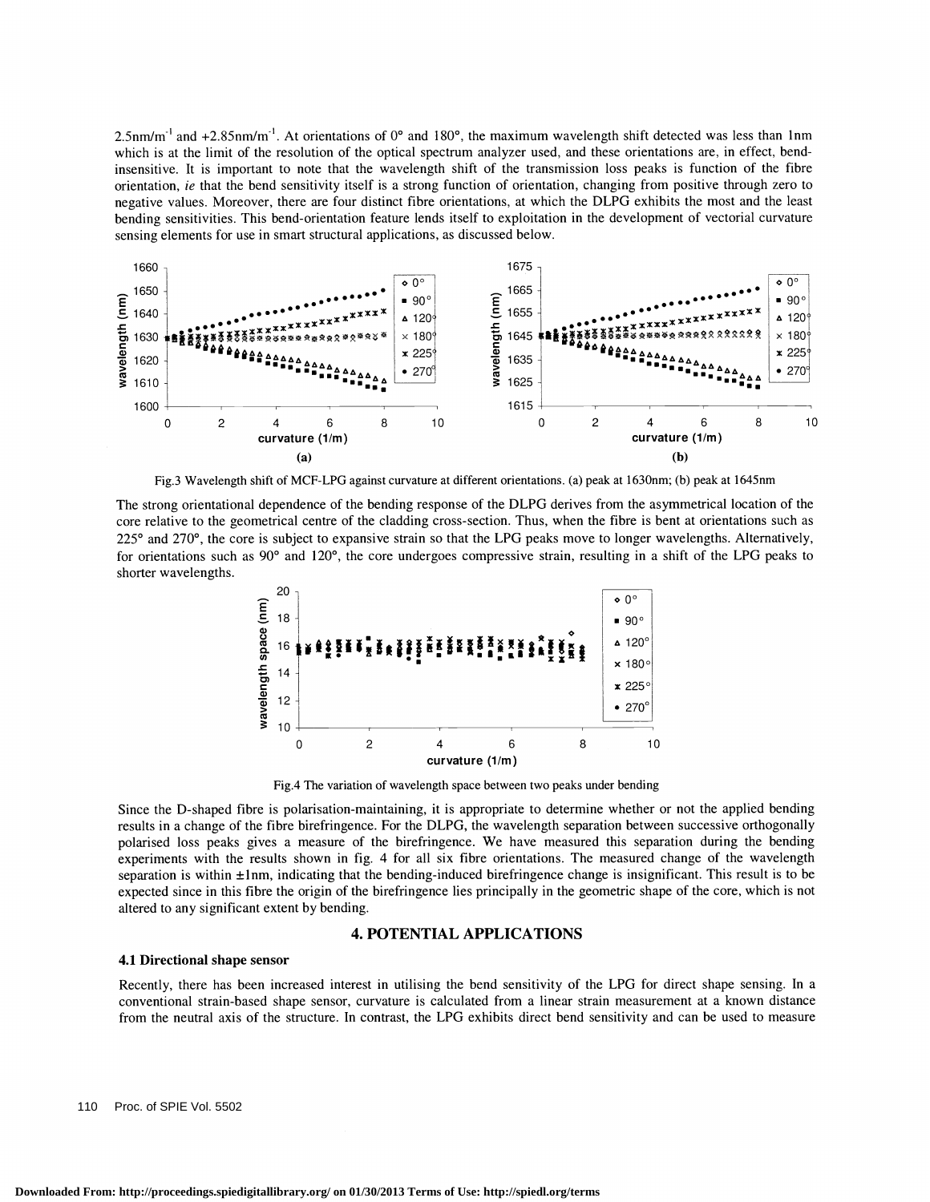2.5nm/m$^{-1}$ and +2.85nm/m$^{-1}$. At orientations of 0° and 180°, the maximum wavelength shift detected was less than 1nm which is at the limit of the resolution of the optical spectrum analyzer used, and these orientations are, in effect, bend-insensitive. It is important to note that the wavelength shift of the transmission loss peaks is function of the fibre orientation, *ie* that the bend sensitivity itself is a strong function of orientation, changing from positive through zero to negative values. Moreover, there are four distinct fibre orientations, at which the DLPG exhibits the most and the least bending sensitivities. This bend-orientation feature lends itself to exploitation in the development of vectorial curvature sensing elements for use in smart structural applications, as discussed below.

Fig.3 Wavelength shift of MCF-LPG against curvature at different orientations. (a) peak at 1630nm; (b) peak at 1645nm

The strong orientational dependence of the bending response of the DLPG derives from the asymmetrical location of the core relative to the geometrical centre of the cladding cross-section. Thus, when the fibre is bent at orientations such as 225° and 270°, the core is subject to expansive strain so that the LPG peaks move to longer wavelengths. Alternatively, for orientations such as 90° and 120°, the core undergoes compressive strain, resulting in a shift of the LPG peaks to shorter wavelengths.

Fig.4 The variation of wavelength space between two peaks under bending

Since the D-shaped fibre is polarisation-maintaining, it is appropriate to determine whether or not the applied bending results in a change of the fibre birefringence. For the DLPG, the wavelength separation between successive orthogonally polarised loss peaks gives a measure of the birefringence. We have measured this separation during the bending experiments with the results shown in fig. 4 for all six fibre orientations. The measured change of the wavelength separation is within ±1nm, indicating that the bending-induced birefringence change is insignificant. This result is to be expected since in this fibre the origin of the birefringence lies principally in the geometric shape of the core, which is not altered to any significant extent by bending.

## 4. POTENTIAL APPLICATIONS

### 4.1 Directional shape sensor

Recently, there has been increased interest in utilising the bend sensitivity of the LPG for direct shape sensing. In a conventional strain-based shape sensor, curvature is calculated from a linear strain measurement at a known distance from the neutral axis of the structure. In contrast, the LPG exhibits direct bend sensitivity and can be used to measure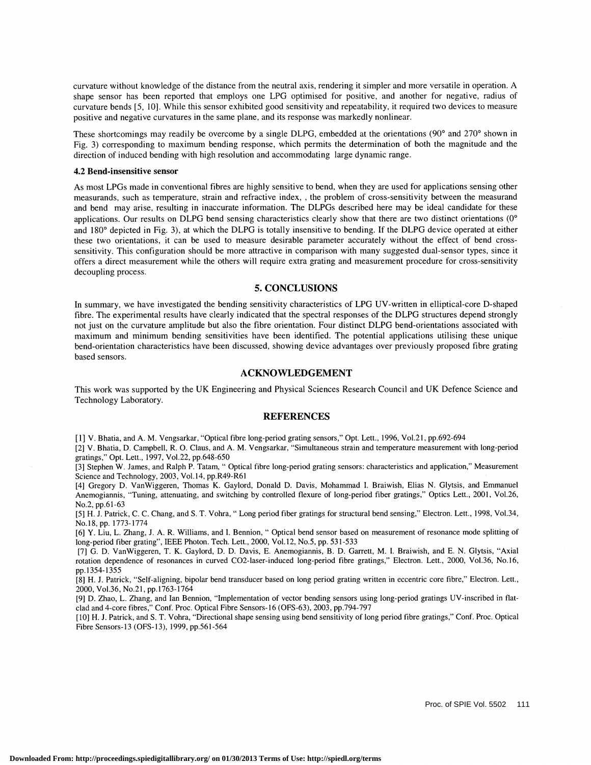curvature without knowledge of the distance from the neutral axis, rendering it simpler and more versatile in operation. A shape sensor has been reported that employs one LPG optimised for positive, and another for negative, radius of curvature bends [5, 10]. While this sensor exhibited good sensitivity and repeatability, it required two devices to measure positive and negative curvatures in the same plane, and its response was markedly nonlinear.

These shortcomings may readily be overcome by a single DLPG, embedded at the orientations (90° and 270° shown in Fig. 3) corresponding to maximum bending response, which permits the determination of both the magnitude and the direction of induced bending with high resolution and accommodating large dynamic range.

### 4.2 Bend-insensitive sensor

As most LPGs made in conventional fibres are highly sensitive to bend, when they are used for applications sensing other measurands, such as temperature, strain and refractive index, , the problem of cross-sensitivity between the measurand and bend may arise, resulting in inaccurate information. The DLPGs described here may be ideal candidate for these applications. Our results on DLPG bend sensing characteristics clearly show that there are two distinct orientations (0° and 180° depicted in Fig. 3), at which the DLPG is totally insensitive to bending. If the DLPG device operated at either these two orientations, it can be used to measure desirable parameter accurately without the effect of bend cross-sensitivity. This configuration should be more attractive in comparison with many suggested dual-sensor types, since it offers a direct measurement while the others will require extra grating and measurement procedure for cross-sensitivity decoupling process.

## 5. CONCLUSIONS

In summary, we have investigated the bending sensitivity characteristics of LPG UV-written in elliptical-core D-shaped fibre. The experimental results have clearly indicated that the spectral responses of the DLPG structures depend strongly not just on the curvature amplitude but also the fibre orientation. Four distinct DLPG bend-orientations associated with maximum and minimum bending sensitivities have been identified. The potential applications utilising these unique bend-orientation characteristics have been discussed, showing device advantages over previously proposed fibre grating based sensors.

## ACKNOWLEDGEMENT

This work was supported by the UK Engineering and Physical Sciences Research Council and UK Defence Science and Technology Laboratory.

## REFERENCES

[1] V. Bhatia, and A. M. Vengsarkar, "Optical fibre long-period grating sensors," Opt. Lett., 1996, Vol.21, pp.692-694

[2] V. Bhatia, D. Campbell, R. O. Claus, and A. M. Vengsarkar, "Simultaneous strain and temperature measurement with long-period gratings," Opt. Lett., 1997, Vol.22, pp.648-650

[3] Stephen W. James, and Ralph P. Tatam, " Optical fibre long-period grating sensors: characteristics and application," Measurement Science and Technology, 2003, Vol.14, pp.R49-R61

[4] Gregory D. VanWiggeren, Thomas K. Gaylord, Donald D. Davis, Mohammad I. Braiwish, Elias N. Glytsis, and Emmanuel Anemogiannis, "Tuning, attenuating, and switching by controlled flexure of long-period fiber gratings," Optics Lett., 2001, Vol.26, No.2, pp.61-63

[5] H. J. Patrick, C. C. Chang, and S. T. Vohra, " Long period fiber gratings for structural bend sensing," Electron. Lett., 1998, Vol.34, No.18, pp. 1773-1774

[6] Y. Liu, L. Zhang, J. A. R. Williams, and I. Bennion, " Optical bend sensor based on measurement of resonance mode splitting of long-period fiber grating", IEEE Photon. Tech. Lett., 2000, Vol.12, No.5, pp. 531-533

[7] G. D. VanWiggeren, T. K. Gaylord, D. D. Davis, E. Anemogiannis, B. D. Garrett, M. I. Braiwish, and E. N. Glytsis, "Axial rotation dependence of resonances in curved CO2-laser-induced long-period fibre gratings," Electron. Lett., 2000, Vol.36, No.16, pp.1354-1355

[8] H. J. Patrick, "Self-aligning, bipolar bend transducer based on long period grating written in eccentric core fibre," Electron. Lett., 2000, Vol.36, No.21, pp.1763-1764

[9] D. Zhao, L. Zhang, and Ian Bennion, "Implementation of vector bending sensors using long-period gratings UV-inscribed in flat-clad and 4-core fibres," Conf. Proc. Optical Fibre Sensors-16 (OFS-63), 2003, pp.794-797

[10] H. J. Patrick, and S. T. Vohra, "Directional shape sensing using bend sensitivity of long period fibre gratings," Conf. Proc. Optical Fibre Sensors-13 (OFS-13), 1999, pp.561-564